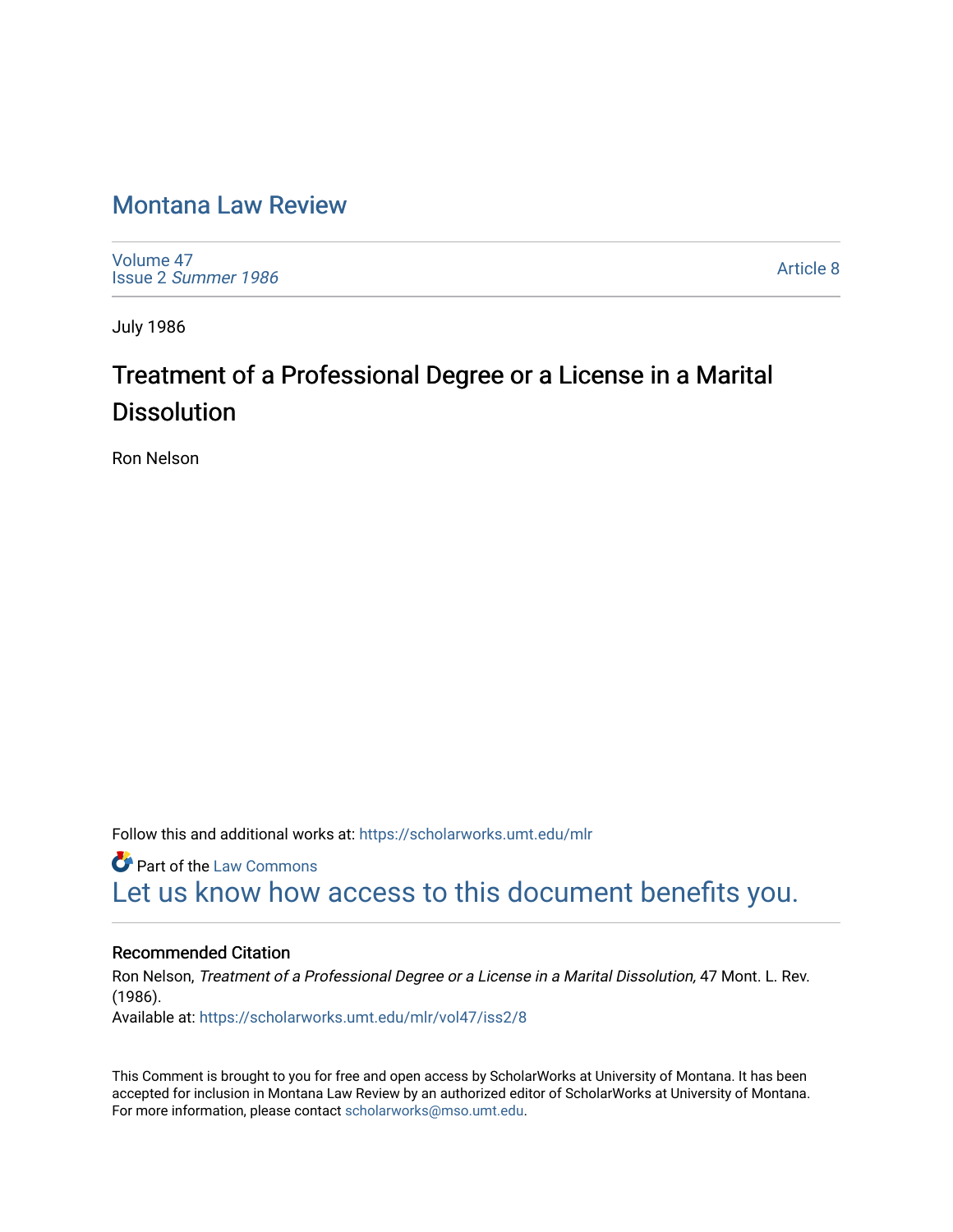# Montana Law Review

Volume 47
Issue 2 *Summer 1986*

Article 8

July 1986

## Treatment of a Professional Degree or a License in a Marital Dissolution

Ron Nelson

Follow this and additional works at: https://scholarworks.umt.edu/mlr

Part of the Law Commons

Let us know how access to this document benefits you.

### Recommended Citation

Ron Nelson, *Treatment of a Professional Degree or a License in a Marital Dissolution,* 47 Mont. L. Rev. (1986).
Available at: https://scholarworks.umt.edu/mlr/vol47/iss2/8

This Comment is brought to you for free and open access by ScholarWorks at University of Montana. It has been accepted for inclusion in Montana Law Review by an authorized editor of ScholarWorks at University of Montana. For more information, please contact scholarworks@mso.umt.edu.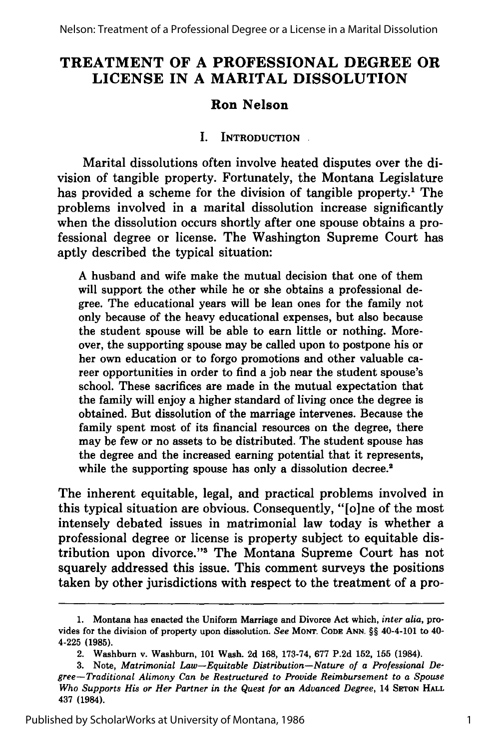# TREATMENT OF A PROFESSIONAL DEGREE OR LICENSE IN A MARITAL DISSOLUTION

**Ron Nelson**

## I. INTRODUCTION

Marital dissolutions often involve heated disputes over the division of tangible property. Fortunately, the Montana Legislature has provided a scheme for the division of tangible property.[1] The problems involved in a marital dissolution increase significantly when the dissolution occurs shortly after one spouse obtains a professional degree or license. The Washington Supreme Court has aptly described the typical situation:

> A husband and wife make the mutual decision that one of them will support the other while he or she obtains a professional degree. The educational years will be lean ones for the family not only because of the heavy educational expenses, but also because the student spouse will be able to earn little or nothing. Moreover, the supporting spouse may be called upon to postpone his or her own education or to forgo promotions and other valuable career opportunities in order to find a job near the student spouse's school. These sacrifices are made in the mutual expectation that the family will enjoy a higher standard of living once the degree is obtained. But dissolution of the marriage intervenes. Because the family spent most of its financial resources on the degree, there may be few or no assets to be distributed. The student spouse has the degree and the increased earning potential that it represents, while the supporting spouse has only a dissolution decree.[2]

The inherent equitable, legal, and practical problems involved in this typical situation are obvious. Consequently, "[o]ne of the most intensely debated issues in matrimonial law today is whether a professional degree or license is property subject to equitable distribution upon divorce."[3] The Montana Supreme Court has not squarely addressed this issue. This comment surveys the positions taken by other jurisdictions with respect to the treatment of a pro-

---

1. Montana has enacted the Uniform Marriage and Divorce Act which, *inter alia*, provides for the division of property upon dissolution. *See* MONT. CODE ANN. §§ 40-4-101 to 40-4-225 (1985).

2. Washburn v. Washburn, 101 Wash. 2d 168, 173-74, 677 P.2d 152, 155 (1984).

3. Note, *Matrimonial Law—Equitable Distribution—Nature of a Professional Degree—Traditional Alimony Can be Restructured to Provide Reimbursement to a Spouse Who Supports His or Her Partner in the Quest for an Advanced Degree*, 14 SETON HALL 437 (1984).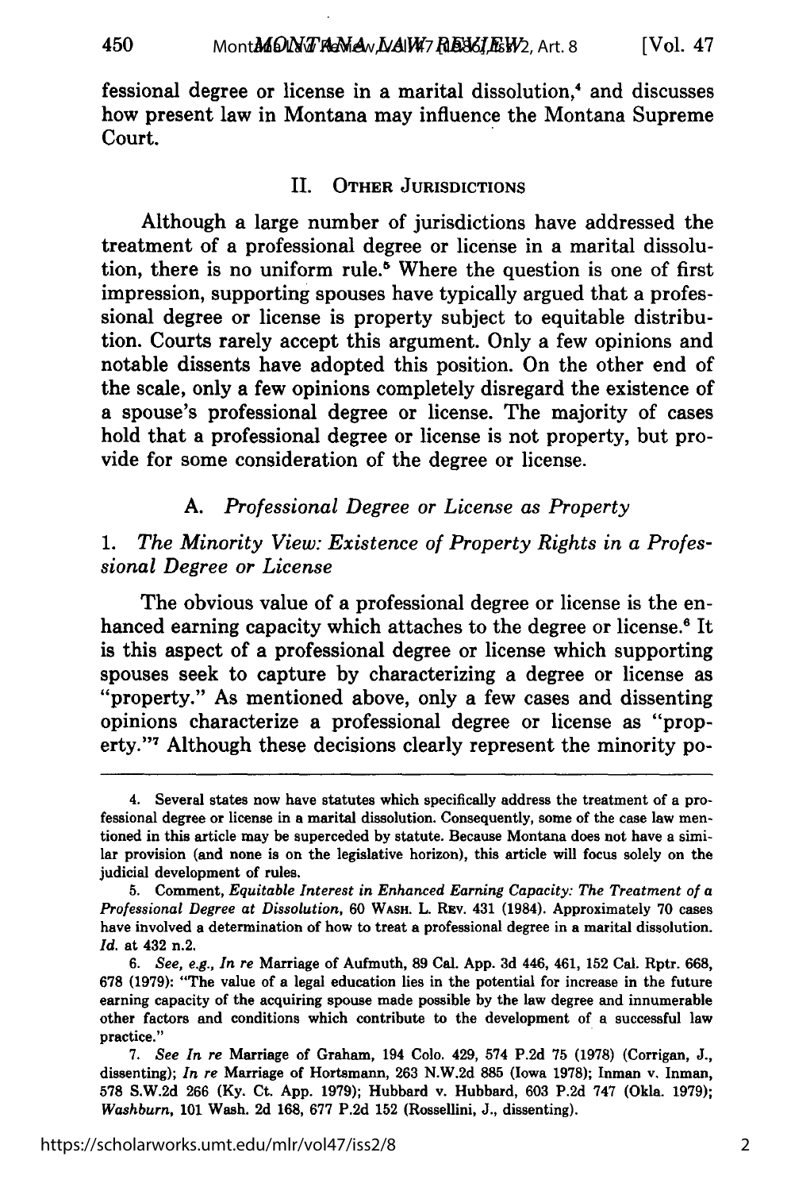fessional degree or license in a marital dissolution,[4] and discusses how present law in Montana may influence the Montana Supreme Court.

## II. Other Jurisdictions

Although a large number of jurisdictions have addressed the treatment of a professional degree or license in a marital dissolution, there is no uniform rule.[5] Where the question is one of first impression, supporting spouses have typically argued that a professional degree or license is property subject to equitable distribution. Courts rarely accept this argument. Only a few opinions and notable dissents have adopted this position. On the other end of the scale, only a few opinions completely disregard the existence of a spouse's professional degree or license. The majority of cases hold that a professional degree or license is not property, but provide for some consideration of the degree or license.

### A. *Professional Degree or License as Property*

#### 1. *The Minority View: Existence of Property Rights in a Professional Degree or License*

The obvious value of a professional degree or license is the enhanced earning capacity which attaches to the degree or license.[6] It is this aspect of a professional degree or license which supporting spouses seek to capture by characterizing a degree or license as "property." As mentioned above, only a few cases and dissenting opinions characterize a professional degree or license as "property."[7] Although these decisions clearly represent the minority po-

---

4. Several states now have statutes which specifically address the treatment of a professional degree or license in a marital dissolution. Consequently, some of the case law mentioned in this article may be superceded by statute. Because Montana does not have a similar provision (and none is on the legislative horizon), this article will focus solely on the judicial development of rules.

5. Comment, *Equitable Interest in Enhanced Earning Capacity: The Treatment of a Professional Degree at Dissolution*, 60 Wash. L. Rev. 431 (1984). Approximately 70 cases have involved a determination of how to treat a professional degree in a marital dissolution. *Id.* at 432 n.2.

6. *See, e.g., In re* Marriage of Aufmuth, 89 Cal. App. 3d 446, 461, 152 Cal. Rptr. 668, 678 (1979): "The value of a legal education lies in the potential for increase in the future earning capacity of the acquiring spouse made possible by the law degree and innumerable other factors and conditions which contribute to the development of a successful law practice."

7. *See In re* Marriage of Graham, 194 Colo. 429, 574 P.2d 75 (1978) (Corrigan, J., dissenting); *In re* Marriage of Hortsmann, 263 N.W.2d 885 (Iowa 1978); Inman v. Inman, 578 S.W.2d 266 (Ky. Ct. App. 1979); Hubbard v. Hubbard, 603 P.2d 747 (Okla. 1979); *Washburn*, 101 Wash. 2d 168, 677 P.2d 152 (Rossellini, J., dissenting).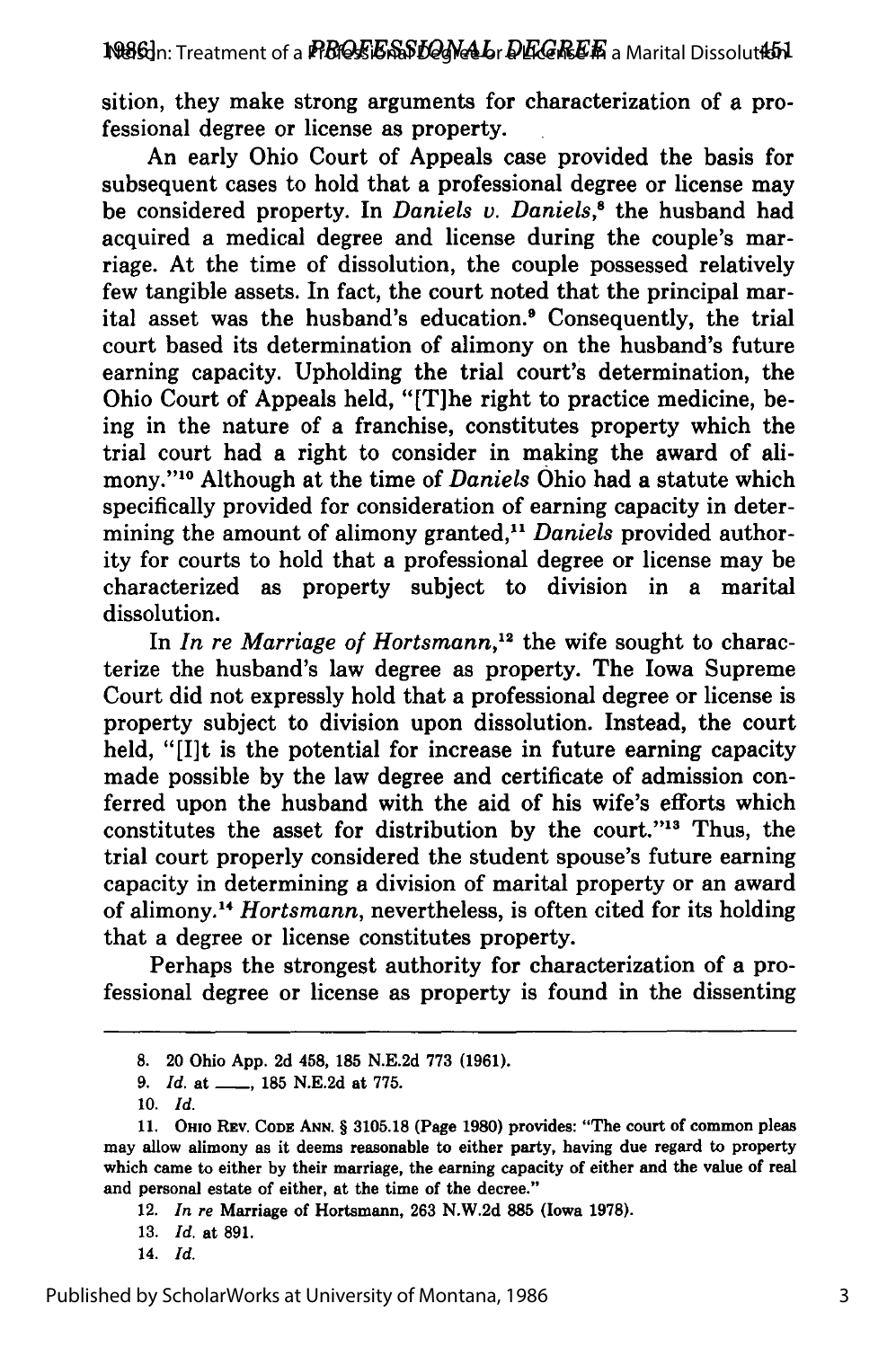sition, they make strong arguments for characterization of a professional degree or license as property.

An early Ohio Court of Appeals case provided the basis for subsequent cases to hold that a professional degree or license may be considered property. In *Daniels v. Daniels*,[8] the husband had acquired a medical degree and license during the couple's marriage. At the time of dissolution, the couple possessed relatively few tangible assets. In fact, the court noted that the principal marital asset was the husband's education.[9] Consequently, the trial court based its determination of alimony on the husband's future earning capacity. Upholding the trial court's determination, the Ohio Court of Appeals held, "[T]he right to practice medicine, being in the nature of a franchise, constitutes property which the trial court had a right to consider in making the award of alimony."[10] Although at the time of *Daniels* Ohio had a statute which specifically provided for consideration of earning capacity in determining the amount of alimony granted,[11] *Daniels* provided authority for courts to hold that a professional degree or license may be characterized as property subject to division in a marital dissolution.

In *In re Marriage of Hortsmann*,[12] the wife sought to characterize the husband's law degree as property. The Iowa Supreme Court did not expressly hold that a professional degree or license is property subject to division upon dissolution. Instead, the court held, "[I]t is the potential for increase in future earning capacity made possible by the law degree and certificate of admission conferred upon the husband with the aid of his wife's efforts which constitutes the asset for distribution by the court."[13] Thus, the trial court properly considered the student spouse's future earning capacity in determining a division of marital property or an award of alimony.[14] *Hortsmann*, nevertheless, is often cited for its holding that a degree or license constitutes property.

Perhaps the strongest authority for characterization of a professional degree or license as property is found in the dissenting

---

8. 20 Ohio App. 2d 458, 185 N.E.2d 773 (1961).

9. *Id.* at \_\_\_\_, 185 N.E.2d at 775.

10. *Id.*

11. OHIO REV. CODE ANN. § 3105.18 (Page 1980) provides: "The court of common pleas may allow alimony as it deems reasonable to either party, having due regard to property which came to either by their marriage, the earning capacity of either and the value of real and personal estate of either, at the time of the decree."

12. *In re* Marriage of Hortsmann, 263 N.W.2d 885 (Iowa 1978).

13. *Id.* at 891.

14. *Id.*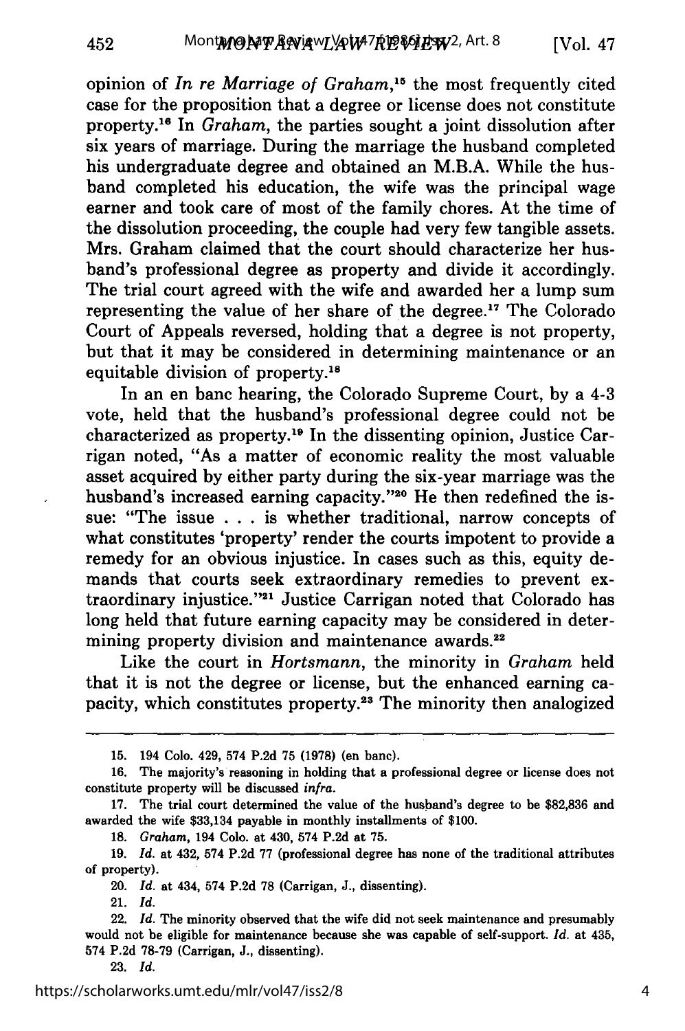opinion of *In re Marriage of Graham*,[15] the most frequently cited case for the proposition that a degree or license does not constitute property.[16] In *Graham*, the parties sought a joint dissolution after six years of marriage. During the marriage the husband completed his undergraduate degree and obtained an M.B.A. While the husband completed his education, the wife was the principal wage earner and took care of most of the family chores. At the time of the dissolution proceeding, the couple had very few tangible assets. Mrs. Graham claimed that the court should characterize her husband's professional degree as property and divide it accordingly. The trial court agreed with the wife and awarded her a lump sum representing the value of her share of the degree.[17] The Colorado Court of Appeals reversed, holding that a degree is not property, but that it may be considered in determining maintenance or an equitable division of property.[18]

In an en banc hearing, the Colorado Supreme Court, by a 4-3 vote, held that the husband's professional degree could not be characterized as property.[19] In the dissenting opinion, Justice Carrigan noted, "As a matter of economic reality the most valuable asset acquired by either party during the six-year marriage was the husband's increased earning capacity."[20] He then redefined the issue: "The issue . . . is whether traditional, narrow concepts of what constitutes 'property' render the courts impotent to provide a remedy for an obvious injustice. In cases such as this, equity demands that courts seek extraordinary remedies to prevent extraordinary injustice."[21] Justice Carrigan noted that Colorado has long held that future earning capacity may be considered in determining property division and maintenance awards.[22]

Like the court in *Hortsmann*, the minority in *Graham* held that it is not the degree or license, but the enhanced earning capacity, which constitutes property.[23] The minority then analogized

---

15. 194 Colo. 429, 574 P.2d 75 (1978) (en banc).

16. The majority's reasoning in holding that a professional degree or license does not constitute property will be discussed *infra*.

17. The trial court determined the value of the husband's degree to be $82,836 and awarded the wife $33,134 payable in monthly installments of $100.

18. *Graham*, 194 Colo. at 430, 574 P.2d at 75.

19. *Id.* at 432, 574 P.2d 77 (professional degree has none of the traditional attributes of property).

20. *Id.* at 434, 574 P.2d 78 (Carrigan, J., dissenting).

21. *Id.*

22. *Id.* The minority observed that the wife did not seek maintenance and presumably would not be eligible for maintenance because she was capable of self-support. *Id.* at 435, 574 P.2d 78-79 (Carrigan, J., dissenting).

23. *Id.*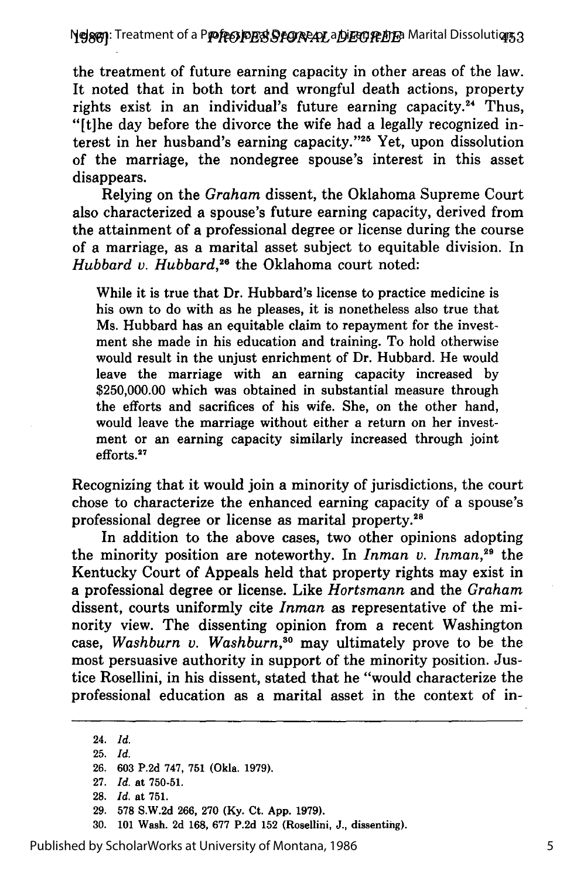the treatment of future earning capacity in other areas of the law. It noted that in both tort and wrongful death actions, property rights exist in an individual's future earning capacity.[24] Thus, "[t]he day before the divorce the wife had a legally recognized interest in her husband's earning capacity."[25] Yet, upon dissolution of the marriage, the nondegree spouse's interest in this asset disappears.

Relying on the *Graham* dissent, the Oklahoma Supreme Court also characterized a spouse's future earning capacity, derived from the attainment of a professional degree or license during the course of a marriage, as a marital asset subject to equitable division. In *Hubbard v. Hubbard*,[26] the Oklahoma court noted:

> While it is true that Dr. Hubbard's license to practice medicine is his own to do with as he pleases, it is nonetheless also true that Ms. Hubbard has an equitable claim to repayment for the investment she made in his education and training. To hold otherwise would result in the unjust enrichment of Dr. Hubbard. He would leave the marriage with an earning capacity increased by $250,000.00 which was obtained in substantial measure through the efforts and sacrifices of his wife. She, on the other hand, would leave the marriage without either a return on her investment or an earning capacity similarly increased through joint efforts.[27]

Recognizing that it would join a minority of jurisdictions, the court chose to characterize the enhanced earning capacity of a spouse's professional degree or license as marital property.[28]

In addition to the above cases, two other opinions adopting the minority position are noteworthy. In *Inman v. Inman*,[29] the Kentucky Court of Appeals held that property rights may exist in a professional degree or license. Like *Hortsmann* and the *Graham* dissent, courts uniformly cite *Inman* as representative of the minority view. The dissenting opinion from a recent Washington case, *Washburn v. Washburn*,[30] may ultimately prove to be the most persuasive authority in support of the minority position. Justice Rosellini, in his dissent, stated that he "would characterize the professional education as a marital asset in the context of in-

---

24. *Id.*
25. *Id.*
26. 603 P.2d 747, 751 (Okla. 1979).
27. *Id.* at 750-51.
28. *Id.* at 751.
29. 578 S.W.2d 266, 270 (Ky. Ct. App. 1979).
30. 101 Wash. 2d 168, 677 P.2d 152 (Rosellini, J., dissenting).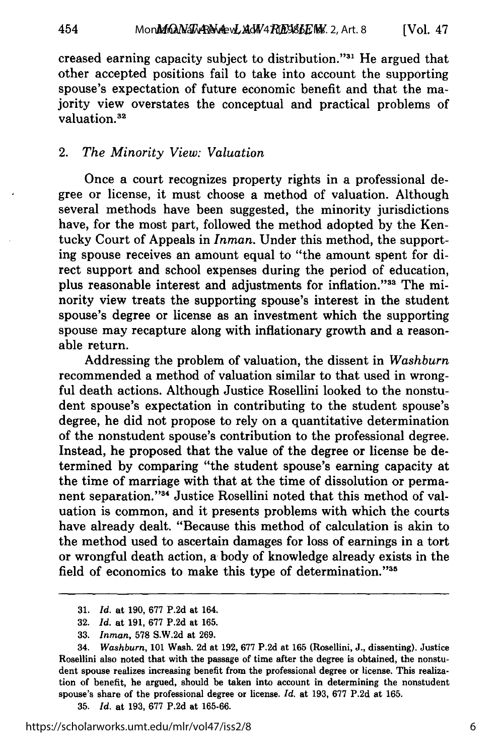creased earning capacity subject to distribution."[31] He argued that other accepted positions fail to take into account the supporting spouse's expectation of future economic benefit and that the majority view overstates the conceptual and practical problems of valuation.[32]

### 2. *The Minority View: Valuation*

Once a court recognizes property rights in a professional degree or license, it must choose a method of valuation. Although several methods have been suggested, the minority jurisdictions have, for the most part, followed the method adopted by the Kentucky Court of Appeals in *Inman*. Under this method, the supporting spouse receives an amount equal to "the amount spent for direct support and school expenses during the period of education, plus reasonable interest and adjustments for inflation."[33] The minority view treats the supporting spouse's interest in the student spouse's degree or license as an investment which the supporting spouse may recapture along with inflationary growth and a reasonable return.

Addressing the problem of valuation, the dissent in *Washburn* recommended a method of valuation similar to that used in wrongful death actions. Although Justice Rosellini looked to the nonstudent spouse's expectation in contributing to the student spouse's degree, he did not propose to rely on a quantitative determination of the nonstudent spouse's contribution to the professional degree. Instead, he proposed that the value of the degree or license be determined by comparing "the student spouse's earning capacity at the time of marriage with that at the time of dissolution or permanent separation."[34] Justice Rosellini noted that this method of valuation is common, and it presents problems with which the courts have already dealt. "Because this method of calculation is akin to the method used to ascertain damages for loss of earnings in a tort or wrongful death action, a body of knowledge already exists in the field of economics to make this type of determination."[35]

---

31. *Id.* at 190, 677 P.2d at 164.

32. *Id.* at 191, 677 P.2d at 165.

33. *Inman*, 578 S.W.2d at 269.

34. *Washburn*, 101 Wash. 2d at 192, 677 P.2d at 165 (Rosellini, J., dissenting). Justice Rosellini also noted that with the passage of time after the degree is obtained, the nonstudent spouse realizes increasing benefit from the professional degree or license. This realization of benefit, he argued, should be taken into account in determining the nonstudent spouse's share of the professional degree or license. *Id.* at 193, 677 P.2d at 165.

35. *Id.* at 193, 677 P.2d at 165-66.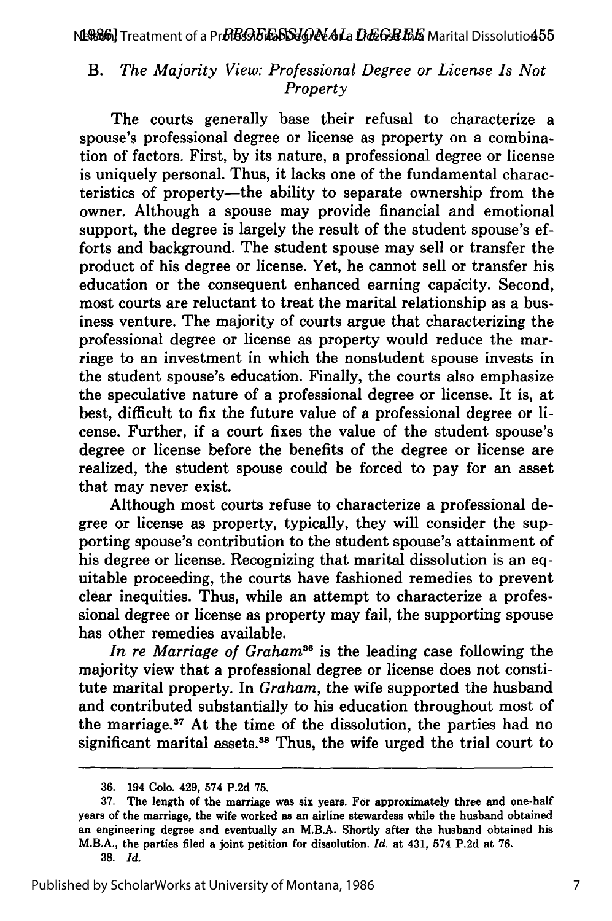### B. *The Majority View: Professional Degree or License Is Not Property*

The courts generally base their refusal to characterize a spouse's professional degree or license as property on a combination of factors. First, by its nature, a professional degree or license is uniquely personal. Thus, it lacks one of the fundamental characteristics of property—the ability to separate ownership from the owner. Although a spouse may provide financial and emotional support, the degree is largely the result of the student spouse's efforts and background. The student spouse may sell or transfer the product of his degree or license. Yet, he cannot sell or transfer his education or the consequent enhanced earning capacity. Second, most courts are reluctant to treat the marital relationship as a business venture. The majority of courts argue that characterizing the professional degree or license as property would reduce the marriage to an investment in which the nonstudent spouse invests in the student spouse's education. Finally, the courts also emphasize the speculative nature of a professional degree or license. It is, at best, difficult to fix the future value of a professional degree or license. Further, if a court fixes the value of the student spouse's degree or license before the benefits of the degree or license are realized, the student spouse could be forced to pay for an asset that may never exist.

Although most courts refuse to characterize a professional degree or license as property, typically, they will consider the supporting spouse's contribution to the student spouse's attainment of his degree or license. Recognizing that marital dissolution is an equitable proceeding, the courts have fashioned remedies to prevent clear inequities. Thus, while an attempt to characterize a professional degree or license as property may fail, the supporting spouse has other remedies available.

*In re Marriage of Graham*[36] is the leading case following the majority view that a professional degree or license does not constitute marital property. In *Graham*, the wife supported the husband and contributed substantially to his education throughout most of the marriage.[37] At the time of the dissolution, the parties had no significant marital assets.[38] Thus, the wife urged the trial court to

---

36. 194 Colo. 429, 574 P.2d 75.

37. The length of the marriage was six years. For approximately three and one-half years of the marriage, the wife worked as an airline stewardess while the husband obtained an engineering degree and eventually an M.B.A. Shortly after the husband obtained his M.B.A., the parties filed a joint petition for dissolution. *Id.* at 431, 574 P.2d at 76.

38. *Id.*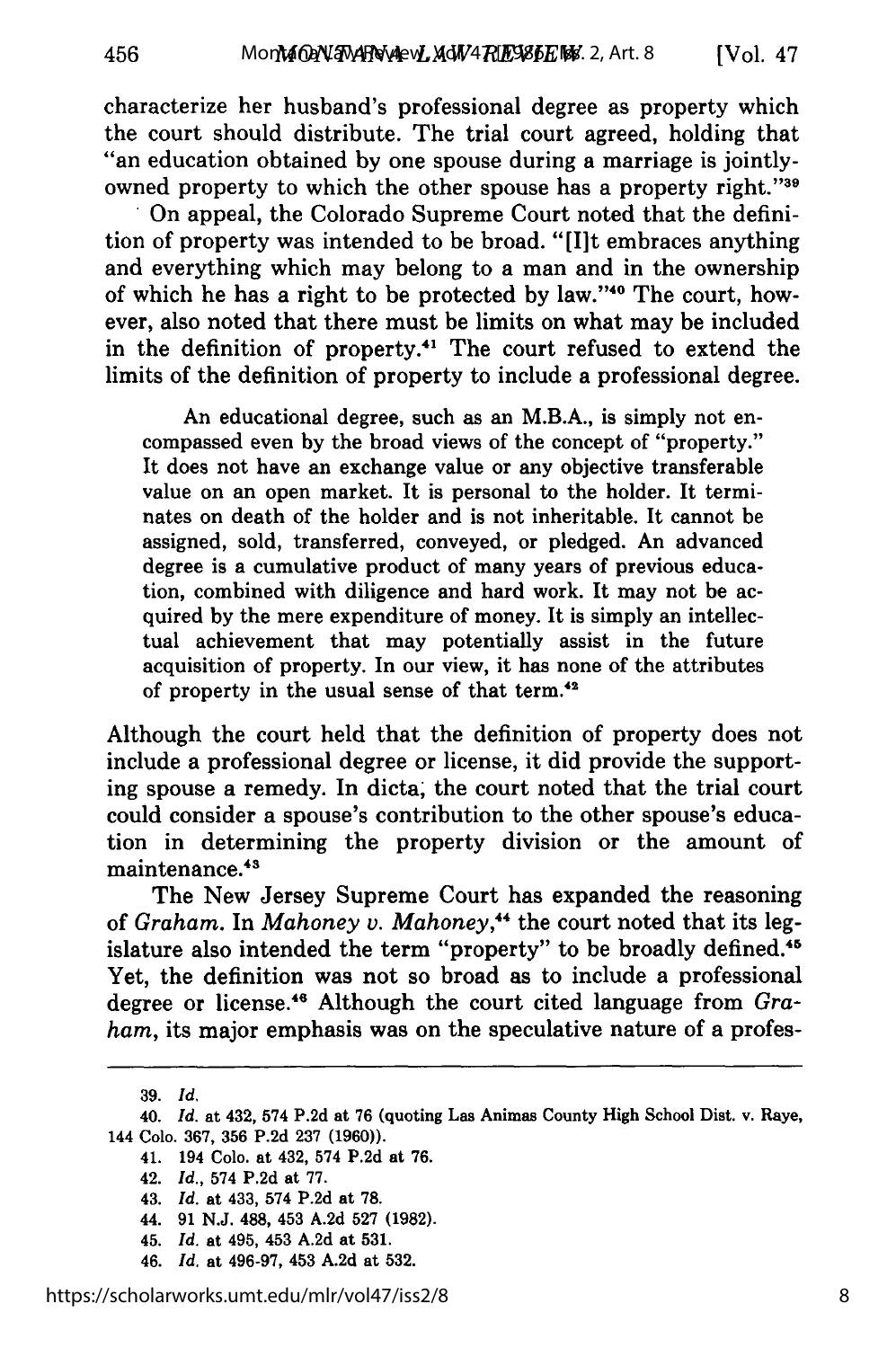characterize her husband's professional degree as property which the court should distribute. The trial court agreed, holding that "an education obtained by one spouse during a marriage is jointly-owned property to which the other spouse has a property right."[39]

On appeal, the Colorado Supreme Court noted that the definition of property was intended to be broad. "[I]t embraces anything and everything which may belong to a man and in the ownership of which he has a right to be protected by law."[40] The court, however, also noted that there must be limits on what may be included in the definition of property.[41] The court refused to extend the limits of the definition of property to include a professional degree.

> An educational degree, such as an M.B.A., is simply not encompassed even by the broad views of the concept of "property." It does not have an exchange value or any objective transferable value on an open market. It is personal to the holder. It terminates on death of the holder and is not inheritable. It cannot be assigned, sold, transferred, conveyed, or pledged. An advanced degree is a cumulative product of many years of previous education, combined with diligence and hard work. It may not be acquired by the mere expenditure of money. It is simply an intellectual achievement that may potentially assist in the future acquisition of property. In our view, it has none of the attributes of property in the usual sense of that term.[42]

Although the court held that the definition of property does not include a professional degree or license, it did provide the supporting spouse a remedy. In dicta, the court noted that the trial court could consider a spouse's contribution to the other spouse's education in determining the property division or the amount of maintenance.[43]

The New Jersey Supreme Court has expanded the reasoning of *Graham*. In *Mahoney v. Mahoney*,[44] the court noted that its legislature also intended the term "property" to be broadly defined.[45] Yet, the definition was not so broad as to include a professional degree or license.[46] Although the court cited language from *Graham*, its major emphasis was on the speculative nature of a profes-

---

39. *Id.*

40. *Id.* at 432, 574 P.2d at 76 (quoting Las Animas County High School Dist. v. Raye, 144 Colo. 367, 356 P.2d 237 (1960)).

41. 194 Colo. at 432, 574 P.2d at 76.

42. *Id.*, 574 P.2d at 77.

43. *Id.* at 433, 574 P.2d at 78.

44. 91 N.J. 488, 453 A.2d 527 (1982).

45. *Id.* at 495, 453 A.2d at 531.

46. *Id.* at 496-97, 453 A.2d at 532.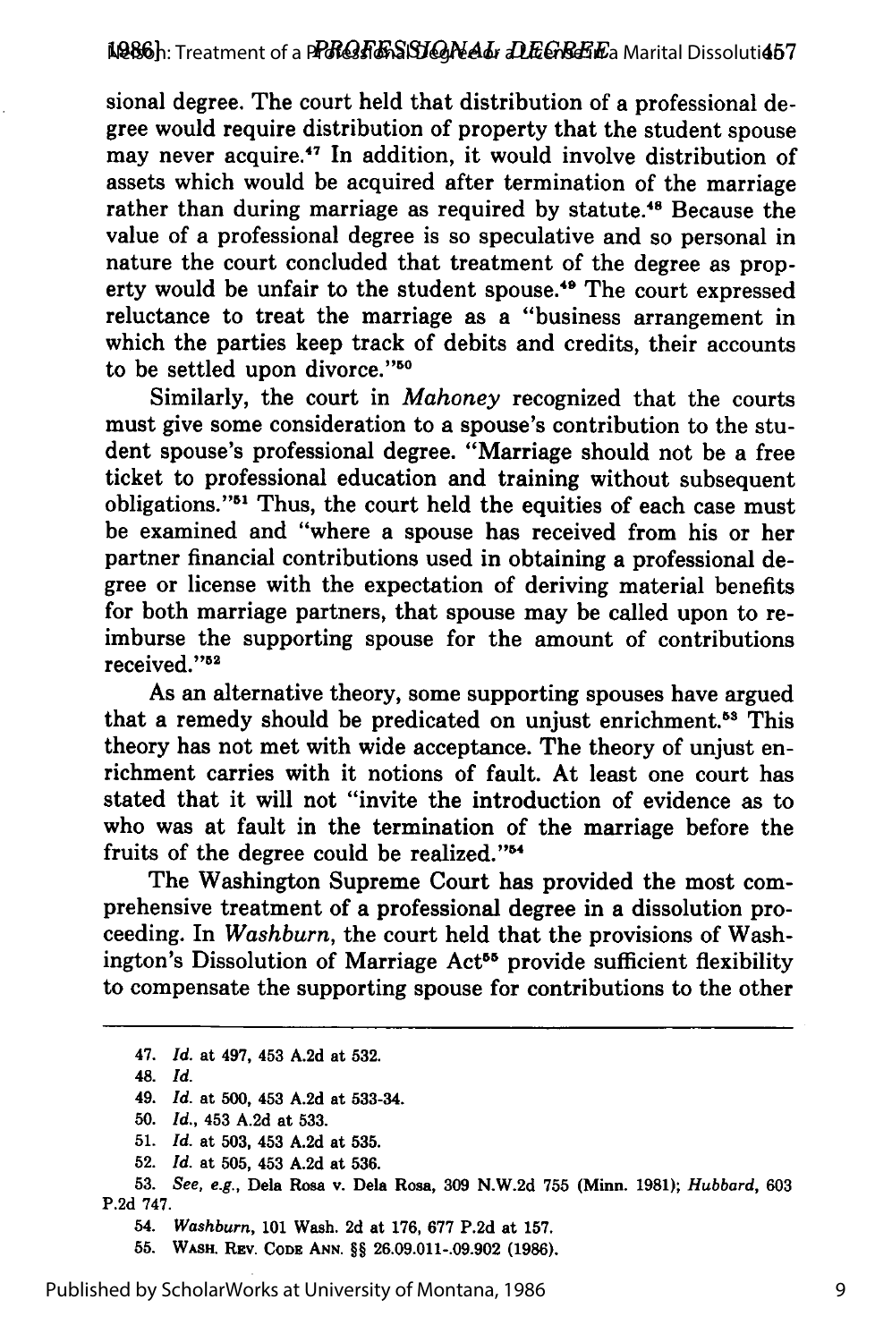sional degree. The court held that distribution of a professional degree would require distribution of property that the student spouse may never acquire.[47] In addition, it would involve distribution of assets which would be acquired after termination of the marriage rather than during marriage as required by statute.[48] Because the value of a professional degree is so speculative and so personal in nature the court concluded that treatment of the degree as property would be unfair to the student spouse.[49] The court expressed reluctance to treat the marriage as a "business arrangement in which the parties keep track of debits and credits, their accounts to be settled upon divorce."[50]

Similarly, the court in *Mahoney* recognized that the courts must give some consideration to a spouse's contribution to the student spouse's professional degree. "Marriage should not be a free ticket to professional education and training without subsequent obligations."[51] Thus, the court held the equities of each case must be examined and "where a spouse has received from his or her partner financial contributions used in obtaining a professional degree or license with the expectation of deriving material benefits for both marriage partners, that spouse may be called upon to reimburse the supporting spouse for the amount of contributions received."[52]

As an alternative theory, some supporting spouses have argued that a remedy should be predicated on unjust enrichment.[53] This theory has not met with wide acceptance. The theory of unjust enrichment carries with it notions of fault. At least one court has stated that it will not "invite the introduction of evidence as to who was at fault in the termination of the marriage before the fruits of the degree could be realized."[54]

The Washington Supreme Court has provided the most comprehensive treatment of a professional degree in a dissolution proceeding. In *Washburn*, the court held that the provisions of Washington's Dissolution of Marriage Act[55] provide sufficient flexibility to compensate the supporting spouse for contributions to the other

---

47. *Id.* at 497, 453 A.2d at 532.

48. *Id.*

49. *Id.* at 500, 453 A.2d at 533-34.

50. *Id.*, 453 A.2d at 533.

51. *Id.* at 503, 453 A.2d at 535.

52. *Id.* at 505, 453 A.2d at 536.

53. *See, e.g.*, Dela Rosa v. Dela Rosa, 309 N.W.2d 755 (Minn. 1981); *Hubbard*, 603 P.2d 747.

54. *Washburn*, 101 Wash. 2d at 176, 677 P.2d at 157.

55. WASH. REV. CODE ANN. §§ 26.09.011-.09.902 (1986).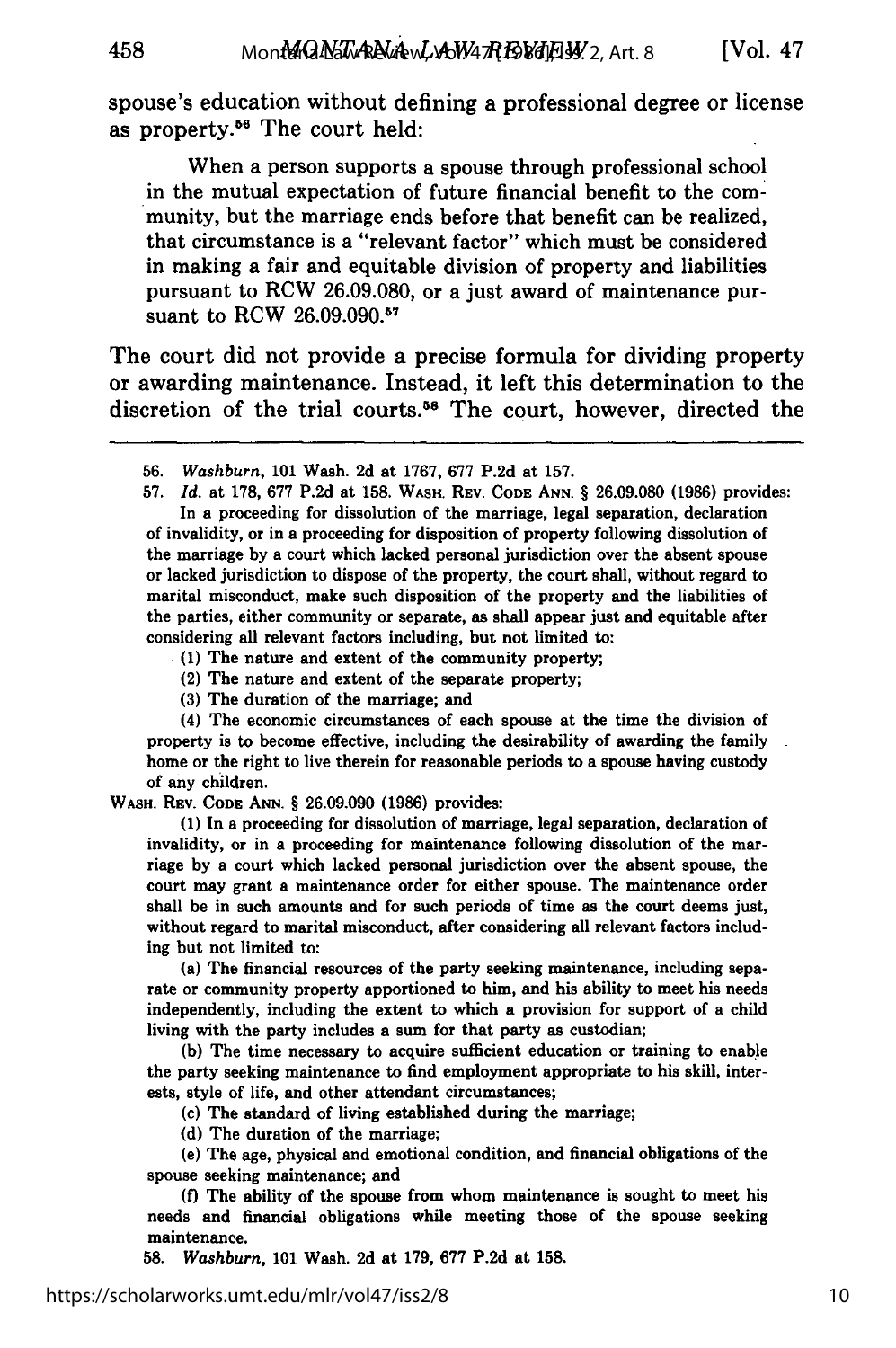spouse's education without defining a professional degree or license as property.[56] The court held:

> When a person supports a spouse through professional school in the mutual expectation of future financial benefit to the community, but the marriage ends before that benefit can be realized, that circumstance is a "relevant factor" which must be considered in making a fair and equitable division of property and liabilities pursuant to RCW 26.09.080, or a just award of maintenance pursuant to RCW 26.09.090.[57]

The court did not provide a precise formula for dividing property or awarding maintenance. Instead, it left this determination to the discretion of the trial courts.[58] The court, however, directed the

---

56. *Washburn*, 101 Wash. 2d at 1767, 677 P.2d at 157.

57. *Id.* at 178, 677 P.2d at 158. WASH. REV. CODE ANN. § 26.09.080 (1986) provides:

> In a proceeding for dissolution of the marriage, legal separation, declaration of invalidity, or in a proceeding for disposition of property following dissolution of the marriage by a court which lacked personal jurisdiction over the absent spouse or lacked jurisdiction to dispose of the property, the court shall, without regard to marital misconduct, make such disposition of the property and the liabilities of the parties, either community or separate, as shall appear just and equitable after considering all relevant factors including, but not limited to:
>
> (1) The nature and extent of the community property;
>
> (2) The nature and extent of the separate property;
>
> (3) The duration of the marriage; and
>
> (4) The economic circumstances of each spouse at the time the division of property is to become effective, including the desirability of awarding the family home or the right to live therein for reasonable periods to a spouse having custody of any children.

WASH. REV. CODE ANN. § 26.09.090 (1986) provides:

> (1) In a proceeding for dissolution of marriage, legal separation, declaration of invalidity, or in a proceeding for maintenance following dissolution of the marriage by a court which lacked personal jurisdiction over the absent spouse, the court may grant a maintenance order for either spouse. The maintenance order shall be in such amounts and for such periods of time as the court deems just, without regard to marital misconduct, after considering all relevant factors including but not limited to:
>
> (a) The financial resources of the party seeking maintenance, including separate or community property apportioned to him, and his ability to meet his needs independently, including the extent to which a provision for support of a child living with the party includes a sum for that party as custodian;
>
> (b) The time necessary to acquire sufficient education or training to enable the party seeking maintenance to find employment appropriate to his skill, interests, style of life, and other attendant circumstances;
>
> (c) The standard of living established during the marriage;
>
> (d) The duration of the marriage;
>
> (e) The age, physical and emotional condition, and financial obligations of the spouse seeking maintenance; and
>
> (f) The ability of the spouse from whom maintenance is sought to meet his needs and financial obligations while meeting those of the spouse seeking maintenance.

58. *Washburn*, 101 Wash. 2d at 179, 677 P.2d at 158.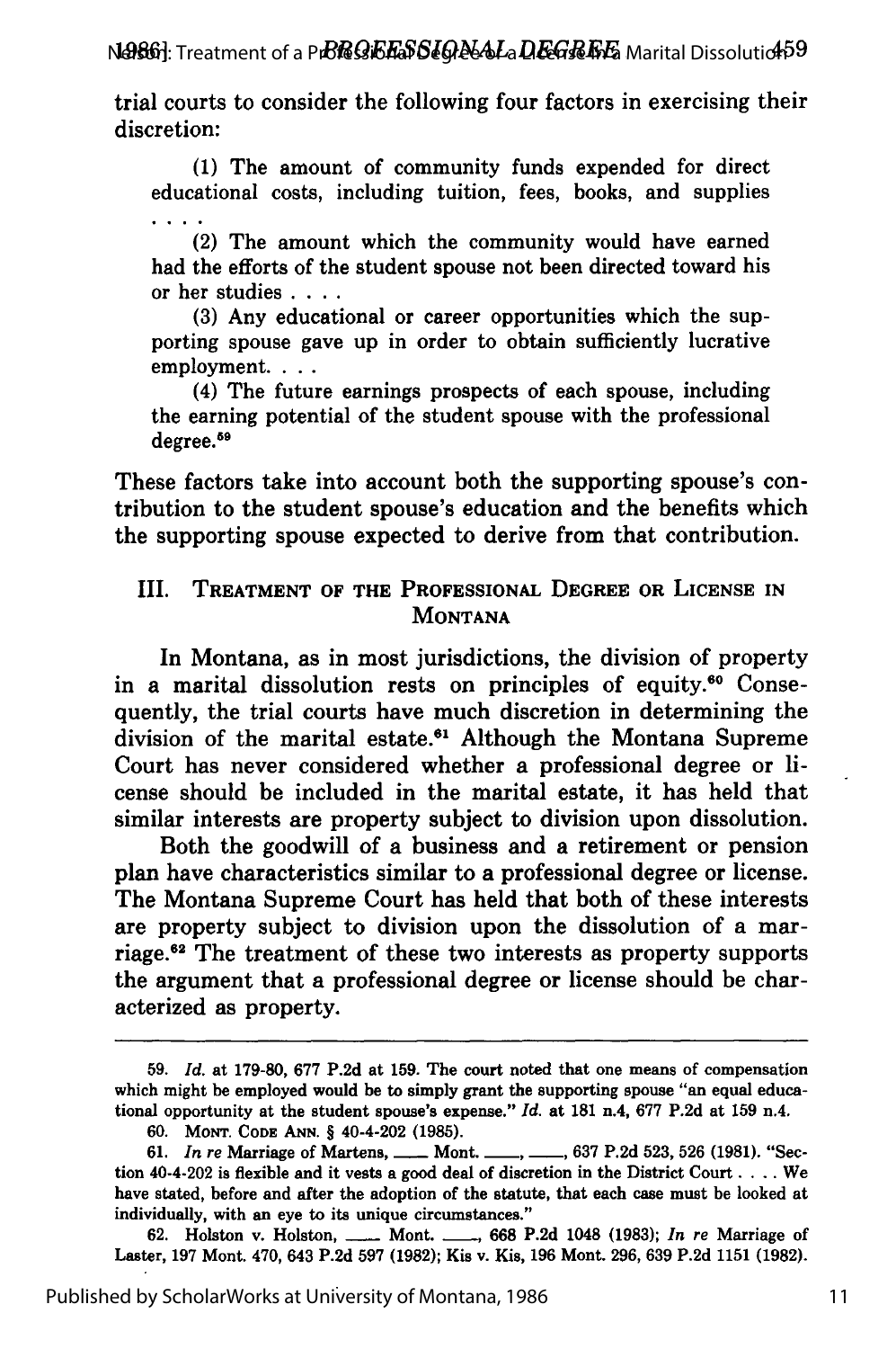trial courts to consider the following four factors in exercising their discretion:

> (1) The amount of community funds expended for direct educational costs, including tuition, fees, books, and supplies . . . .
>
> (2) The amount which the community would have earned had the efforts of the student spouse not been directed toward his or her studies . . . .
>
> (3) Any educational or career opportunities which the supporting spouse gave up in order to obtain sufficiently lucrative employment. . . .
>
> (4) The future earnings prospects of each spouse, including the earning potential of the student spouse with the professional degree.[59]

These factors take into account both the supporting spouse's contribution to the student spouse's education and the benefits which the supporting spouse expected to derive from that contribution.

## III. Treatment of the Professional Degree or License in Montana

In Montana, as in most jurisdictions, the division of property in a marital dissolution rests on principles of equity.[60] Consequently, the trial courts have much discretion in determining the division of the marital estate.[61] Although the Montana Supreme Court has never considered whether a professional degree or license should be included in the marital estate, it has held that similar interests are property subject to division upon dissolution.

Both the goodwill of a business and a retirement or pension plan have characteristics similar to a professional degree or license. The Montana Supreme Court has held that both of these interests are property subject to division upon the dissolution of a marriage.[62] The treatment of these two interests as property supports the argument that a professional degree or license should be characterized as property.

---

59. *Id.* at 179-80, 677 P.2d at 159. The court noted that one means of compensation which might be employed would be to simply grant the supporting spouse "an equal educational opportunity at the student spouse's expense." *Id.* at 181 n.4, 677 P.2d at 159 n.4.

60. Mont. Code Ann. § 40-4-202 (1985).

61. *In re* Marriage of Martens, ___ Mont. ___, ___, 637 P.2d 523, 526 (1981). "Section 40-4-202 is flexible and it vests a good deal of discretion in the District Court . . . . We have stated, before and after the adoption of the statute, that each case must be looked at individually, with an eye to its unique circumstances."

62. Holston v. Holston, ___ Mont. ___, 668 P.2d 1048 (1983); *In re* Marriage of Laster, 197 Mont. 470, 643 P.2d 597 (1982); Kis v. Kis, 196 Mont. 296, 639 P.2d 1151 (1982).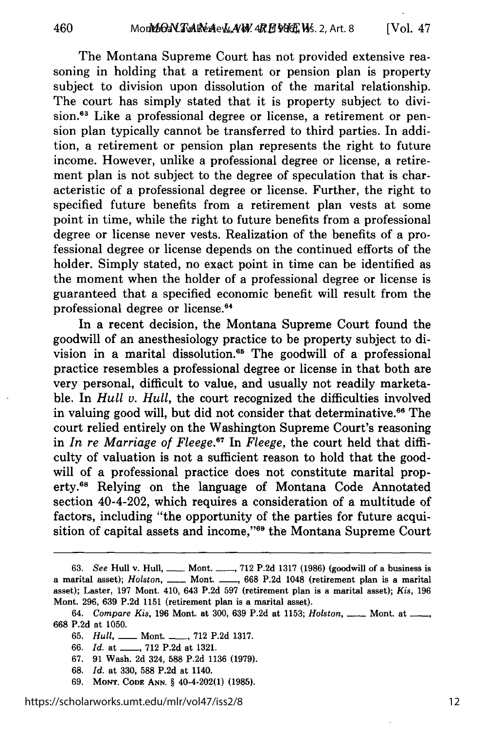The Montana Supreme Court has not provided extensive reasoning in holding that a retirement or pension plan is property subject to division upon dissolution of the marital relationship. The court has simply stated that it is property subject to division.[63] Like a professional degree or license, a retirement or pension plan typically cannot be transferred to third parties. In addition, a retirement or pension plan represents the right to future income. However, unlike a professional degree or license, a retirement plan is not subject to the degree of speculation that is characteristic of a professional degree or license. Further, the right to specified future benefits from a retirement plan vests at some point in time, while the right to future benefits from a professional degree or license never vests. Realization of the benefits of a professional degree or license depends on the continued efforts of the holder. Simply stated, no exact point in time can be identified as the moment when the holder of a professional degree or license is guaranteed that a specified economic benefit will result from the professional degree or license.[64]

In a recent decision, the Montana Supreme Court found the goodwill of an anesthesiology practice to be property subject to division in a marital dissolution.[65] The goodwill of a professional practice resembles a professional degree or license in that both are very personal, difficult to value, and usually not readily marketable. In *Hull v. Hull*, the court recognized the difficulties involved in valuing good will, but did not consider that determinative.[66] The court relied entirely on the Washington Supreme Court's reasoning in *In re Marriage of Fleege*.[67] In *Fleege*, the court held that difficulty of valuation is not a sufficient reason to hold that the goodwill of a professional practice does not constitute marital property.[68] Relying on the language of Montana Code Annotated section 40-4-202, which requires a consideration of a multitude of factors, including "the opportunity of the parties for future acquisition of capital assets and income,"[69] the Montana Supreme Court

---

63. *See* Hull v. Hull, ___ Mont. ___, 712 P.2d 1317 (1986) (goodwill of a business is a marital asset); *Holston*, ___ Mont. ___, 668 P.2d 1048 (retirement plan is a marital asset); Laster, 197 Mont. 410, 643 P.2d 597 (retirement plan is a marital asset); *Kis*, 196 Mont. 296, 639 P.2d 1151 (retirement plan is a marital asset).

64. *Compare Kis*, 196 Mont. at 300, 639 P.2d at 1153; *Holston*, ___ Mont. at ___, 668 P.2d at 1050.

65. *Hull*, ___ Mont. ___, 712 P.2d 1317.

66. *Id.* at ___, 712 P.2d at 1321.

67. 91 Wash. 2d 324, 588 P.2d 1136 (1979).

68. *Id.* at 330, 588 P.2d at 1140.

69. MONT. CODE ANN. § 40-4-202(1) (1985).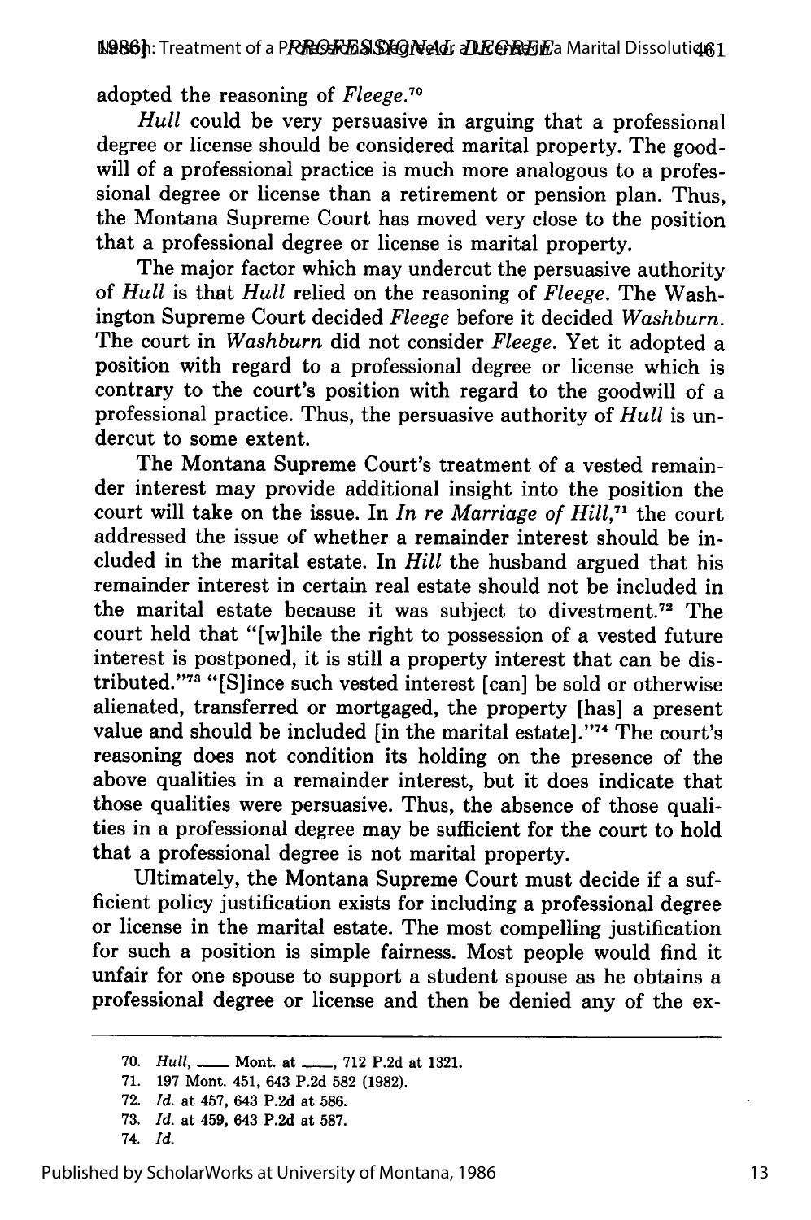adopted the reasoning of *Fleege*.[70]

*Hull* could be very persuasive in arguing that a professional degree or license should be considered marital property. The goodwill of a professional practice is much more analogous to a professional degree or license than a retirement or pension plan. Thus, the Montana Supreme Court has moved very close to the position that a professional degree or license is marital property.

The major factor which may undercut the persuasive authority of *Hull* is that *Hull* relied on the reasoning of *Fleege*. The Washington Supreme Court decided *Fleege* before it decided *Washburn*. The court in *Washburn* did not consider *Fleege*. Yet it adopted a position with regard to a professional degree or license which is contrary to the court's position with regard to the goodwill of a professional practice. Thus, the persuasive authority of *Hull* is undercut to some extent.

The Montana Supreme Court's treatment of a vested remainder interest may provide additional insight into the position the court will take on the issue. In *In re Marriage of Hill*,[71] the court addressed the issue of whether a remainder interest should be included in the marital estate. In *Hill* the husband argued that his remainder interest in certain real estate should not be included in the marital estate because it was subject to divestment.[72] The court held that "[w]hile the right to possession of a vested future interest is postponed, it is still a property interest that can be distributed."[73] "[S]ince such vested interest [can] be sold or otherwise alienated, transferred or mortgaged, the property [has] a present value and should be included [in the marital estate]."[74] The court's reasoning does not condition its holding on the presence of the above qualities in a remainder interest, but it does indicate that those qualities were persuasive. Thus, the absence of those qualities in a professional degree may be sufficient for the court to hold that a professional degree is not marital property.

Ultimately, the Montana Supreme Court must decide if a sufficient policy justification exists for including a professional degree or license in the marital estate. The most compelling justification for such a position is simple fairness. Most people would find it unfair for one spouse to support a student spouse as he obtains a professional degree or license and then be denied any of the ex-

---

70. *Hull*, ___ Mont. at ___, 712 P.2d at 1321.
71. 197 Mont. 451, 643 P.2d 582 (1982).
72. *Id.* at 457, 643 P.2d at 586.
73. *Id.* at 459, 643 P.2d at 587.
74. *Id.*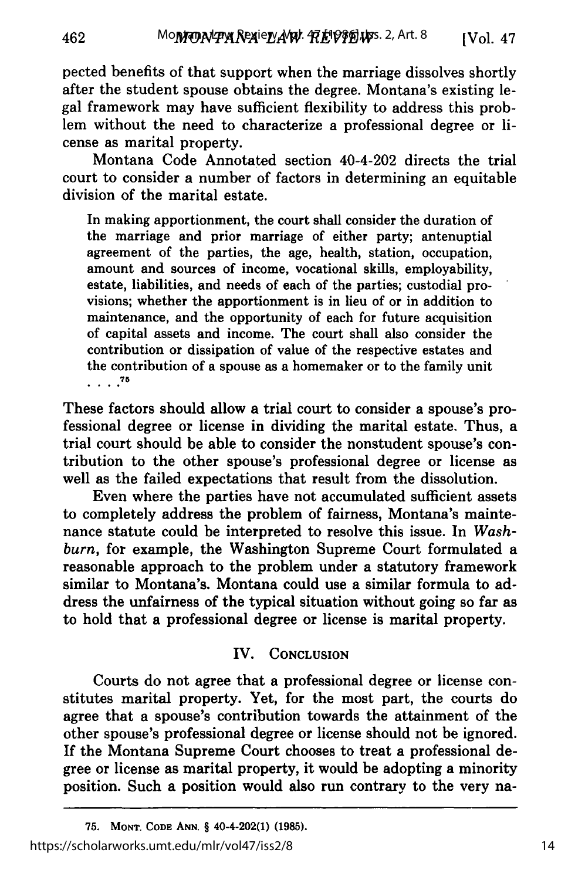pected benefits of that support when the marriage dissolves shortly after the student spouse obtains the degree. Montana's existing legal framework may have sufficient flexibility to address this problem without the need to characterize a professional degree or license as marital property.

Montana Code Annotated section 40-4-202 directs the trial court to consider a number of factors in determining an equitable division of the marital estate.

> In making apportionment, the court shall consider the duration of the marriage and prior marriage of either party; antenuptial agreement of the parties, the age, health, station, occupation, amount and sources of income, vocational skills, employability, estate, liabilities, and needs of each of the parties; custodial provisions; whether the apportionment is in lieu of or in addition to maintenance, and the opportunity of each for future acquisition of capital assets and income. The court shall also consider the contribution or dissipation of value of the respective estates and the contribution of a spouse as a homemaker or to the family unit . . . .[75]

These factors should allow a trial court to consider a spouse's professional degree or license in dividing the marital estate. Thus, a trial court should be able to consider the nonstudent spouse's contribution to the other spouse's professional degree or license as well as the failed expectations that result from the dissolution.

Even where the parties have not accumulated sufficient assets to completely address the problem of fairness, Montana's maintenance statute could be interpreted to resolve this issue. In *Washburn*, for example, the Washington Supreme Court formulated a reasonable approach to the problem under a statutory framework similar to Montana's. Montana could use a similar formula to address the unfairness of the typical situation without going so far as to hold that a professional degree or license is marital property.

## IV. Conclusion

Courts do not agree that a professional degree or license constitutes marital property. Yet, for the most part, the courts do agree that a spouse's contribution towards the attainment of the other spouse's professional degree or license should not be ignored. If the Montana Supreme Court chooses to treat a professional degree or license as marital property, it would be adopting a minority position. Such a position would also run contrary to the very na-

---

75. Mont. Code Ann. § 40-4-202(1) (1985).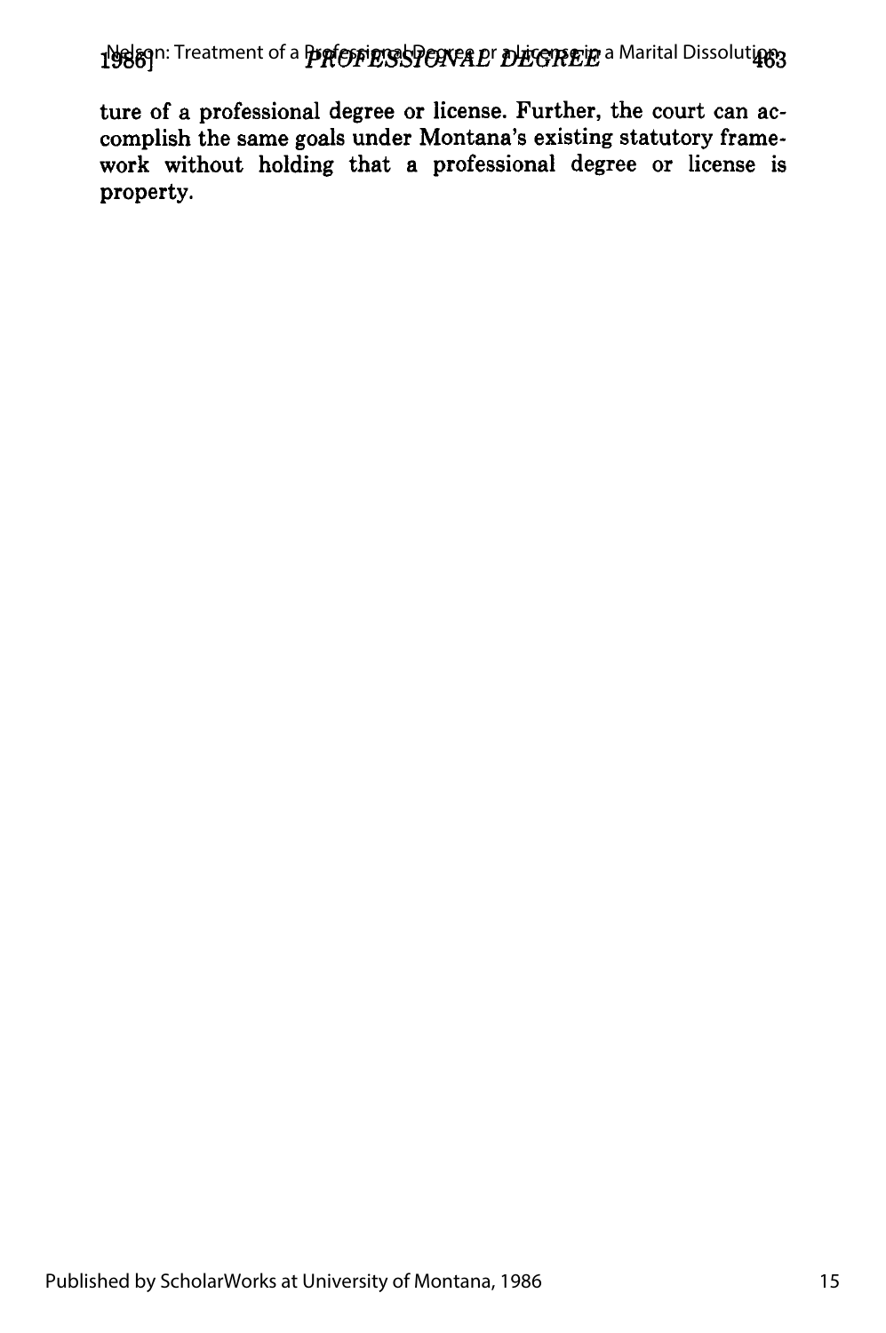ture of a professional degree or license. Further, the court can accomplish the same goals under Montana's existing statutory framework without holding that a professional degree or license is property.